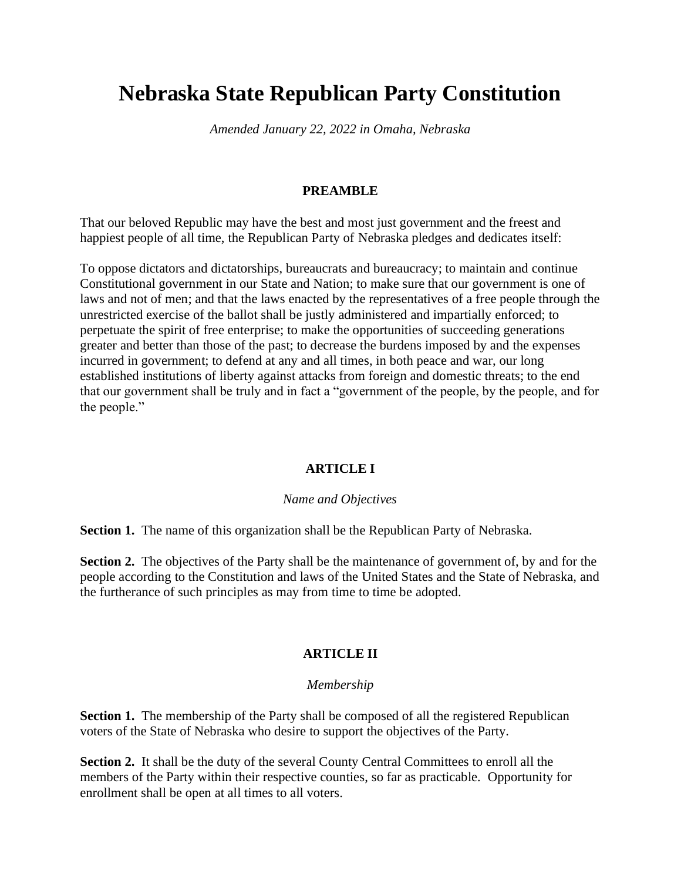# Nebraska State Republican Party Constitution

*Amended January 22, 2022 in Omaha, Nebraska*

## PREAMBLE

That our beloved Republic may have the best and most just government and the freest and happiest people of all time, the Republican Party of Nebraska pledges and dedicates itself:

To oppose dictators and dictatorships, bureaucrats and bureaucracy; to maintain and continue Constitutional government in our State and Nation; to make sure that our government is one of laws and not of men; and that the laws enacted by the representatives of a free people through the unrestricted exercise of the ballot shall be justly administered and impartially enforced; to perpetuate the spirit of free enterprise; to make the opportunities of succeeding generations greater and better than those of the past; to decrease the burdens imposed by and the expenses incurred in government; to defend at any and all times, in both peace and war, our long established institutions of liberty against attacks from foreign and domestic threats; to the end that our government shall be truly and in fact a "government of the people, by the people, and for the people."

## ARTICLE I

*Name and Objectives*

**Section 1.** The name of this organization shall be the Republican Party of Nebraska.

**Section 2.** The objectives of the Party shall be the maintenance of government of, by and for the people according to the Constitution and laws of the United States and the State of Nebraska, and the furtherance of such principles as may from time to time be adopted.

## ARTICLE II

*Membership*

**Section 1.** The membership of the Party shall be composed of all the registered Republican voters of the State of Nebraska who desire to support the objectives of the Party.

**Section 2.** It shall be the duty of the several County Central Committees to enroll all the members of the Party within their respective counties, so far as practicable. Opportunity for enrollment shall be open at all times to all voters.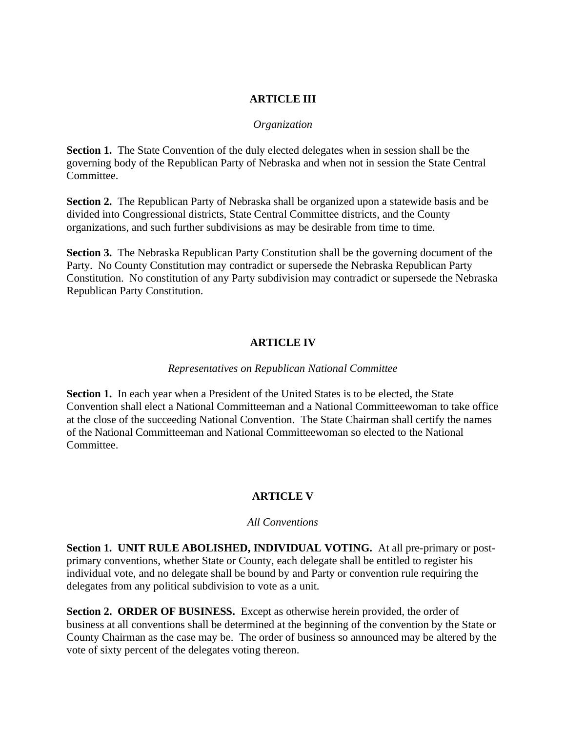## ARTICLE III

*Organization*

**Section 1.** The State Convention of the duly elected delegates when in session shall be the governing body of the Republican Party of Nebraska and when not in session the State Central Committee.

**Section 2.** The Republican Party of Nebraska shall be organized upon a statewide basis and be divided into Congressional districts, State Central Committee districts, and the County organizations, and such further subdivisions as may be desirable from time to time.

**Section 3.** The Nebraska Republican Party Constitution shall be the governing document of the Party. No County Constitution may contradict or supersede the Nebraska Republican Party Constitution. No constitution of any Party subdivision may contradict or supersede the Nebraska Republican Party Constitution.

## ARTICLE IV

*Representatives on Republican National Committee*

**Section 1.** In each year when a President of the United States is to be elected, the State Convention shall elect a National Committeeman and a National Committeewoman to take office at the close of the succeeding National Convention. The State Chairman shall certify the names of the National Committeeman and National Committeewoman so elected to the National Committee.

## ARTICLE V

*All Conventions*

**Section 1. UNIT RULE ABOLISHED, INDIVIDUAL VOTING.** At all pre-primary or post-primary conventions, whether State or County, each delegate shall be entitled to register his individual vote, and no delegate shall be bound by and Party or convention rule requiring the delegates from any political subdivision to vote as a unit.

**Section 2. ORDER OF BUSINESS.** Except as otherwise herein provided, the order of business at all conventions shall be determined at the beginning of the convention by the State or County Chairman as the case may be. The order of business so announced may be altered by the vote of sixty percent of the delegates voting thereon.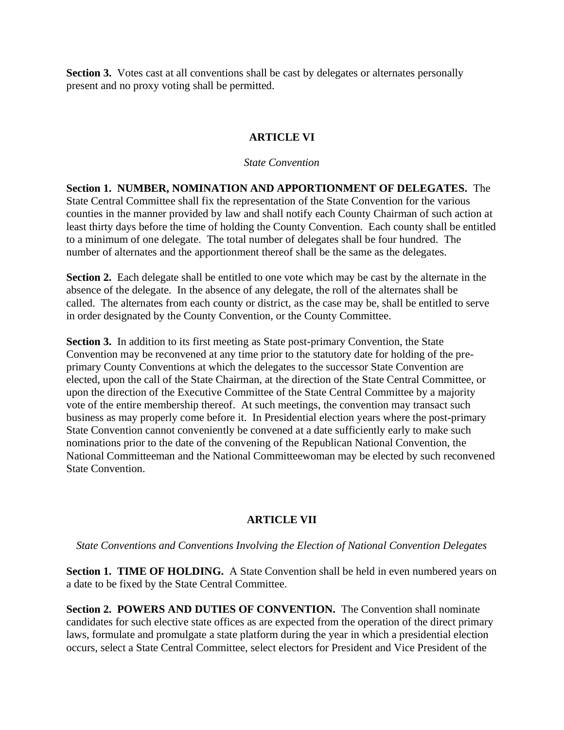**Section 3.** Votes cast at all conventions shall be cast by delegates or alternates personally present and no proxy voting shall be permitted.

## ARTICLE VI

*State Convention*

**Section 1. NUMBER, NOMINATION AND APPORTIONMENT OF DELEGATES.** The State Central Committee shall fix the representation of the State Convention for the various counties in the manner provided by law and shall notify each County Chairman of such action at least thirty days before the time of holding the County Convention. Each county shall be entitled to a minimum of one delegate. The total number of delegates shall be four hundred. The number of alternates and the apportionment thereof shall be the same as the delegates.

**Section 2.** Each delegate shall be entitled to one vote which may be cast by the alternate in the absence of the delegate. In the absence of any delegate, the roll of the alternates shall be called. The alternates from each county or district, as the case may be, shall be entitled to serve in order designated by the County Convention, or the County Committee.

**Section 3.** In addition to its first meeting as State post-primary Convention, the State Convention may be reconvened at any time prior to the statutory date for holding of the pre-primary County Conventions at which the delegates to the successor State Convention are elected, upon the call of the State Chairman, at the direction of the State Central Committee, or upon the direction of the Executive Committee of the State Central Committee by a majority vote of the entire membership thereof. At such meetings, the convention may transact such business as may properly come before it. In Presidential election years where the post-primary State Convention cannot conveniently be convened at a date sufficiently early to make such nominations prior to the date of the convening of the Republican National Convention, the National Committeeman and the National Committeewoman may be elected by such reconvened State Convention.

## ARTICLE VII

*State Conventions and Conventions Involving the Election of National Convention Delegates*

**Section 1. TIME OF HOLDING.** A State Convention shall be held in even numbered years on a date to be fixed by the State Central Committee.

**Section 2. POWERS AND DUTIES OF CONVENTION.** The Convention shall nominate candidates for such elective state offices as are expected from the operation of the direct primary laws, formulate and promulgate a state platform during the year in which a presidential election occurs, select a State Central Committee, select electors for President and Vice President of the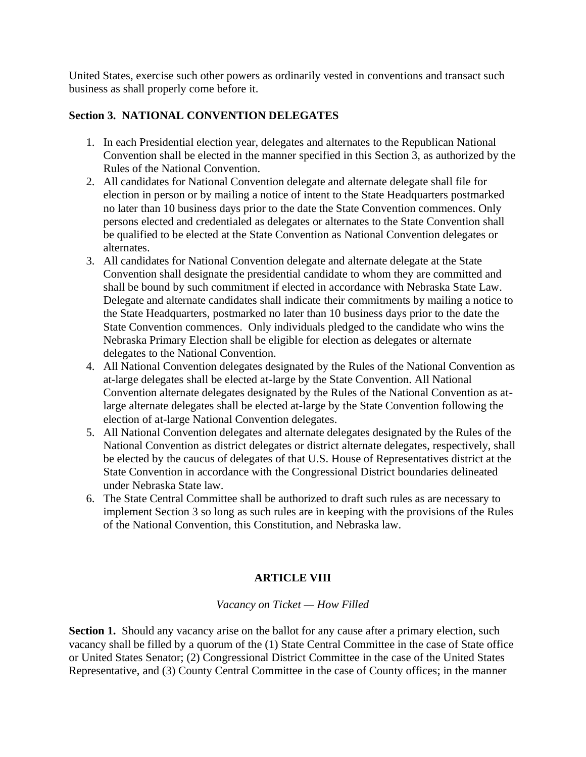United States, exercise such other powers as ordinarily vested in conventions and transact such business as shall properly come before it.

**Section 3. NATIONAL CONVENTION DELEGATES**

1. In each Presidential election year, delegates and alternates to the Republican National Convention shall be elected in the manner specified in this Section 3, as authorized by the Rules of the National Convention.
2. All candidates for National Convention delegate and alternate delegate shall file for election in person or by mailing a notice of intent to the State Headquarters postmarked no later than 10 business days prior to the date the State Convention commences. Only persons elected and credentialed as delegates or alternates to the State Convention shall be qualified to be elected at the State Convention as National Convention delegates or alternates.
3. All candidates for National Convention delegate and alternate delegate at the State Convention shall designate the presidential candidate to whom they are committed and shall be bound by such commitment if elected in accordance with Nebraska State Law. Delegate and alternate candidates shall indicate their commitments by mailing a notice to the State Headquarters, postmarked no later than 10 business days prior to the date the State Convention commences. Only individuals pledged to the candidate who wins the Nebraska Primary Election shall be eligible for election as delegates or alternate delegates to the National Convention.
4. All National Convention delegates designated by the Rules of the National Convention as at-large delegates shall be elected at-large by the State Convention. All National Convention alternate delegates designated by the Rules of the National Convention as at-large alternate delegates shall be elected at-large by the State Convention following the election of at-large National Convention delegates.
5. All National Convention delegates and alternate delegates designated by the Rules of the National Convention as district delegates or district alternate delegates, respectively, shall be elected by the caucus of delegates of that U.S. House of Representatives district at the State Convention in accordance with the Congressional District boundaries delineated under Nebraska State law.
6. The State Central Committee shall be authorized to draft such rules as are necessary to implement Section 3 so long as such rules are in keeping with the provisions of the Rules of the National Convention, this Constitution, and Nebraska law.

## ARTICLE VIII

*Vacancy on Ticket — How Filled*

**Section 1.** Should any vacancy arise on the ballot for any cause after a primary election, such vacancy shall be filled by a quorum of the (1) State Central Committee in the case of State office or United States Senator; (2) Congressional District Committee in the case of the United States Representative, and (3) County Central Committee in the case of County offices; in the manner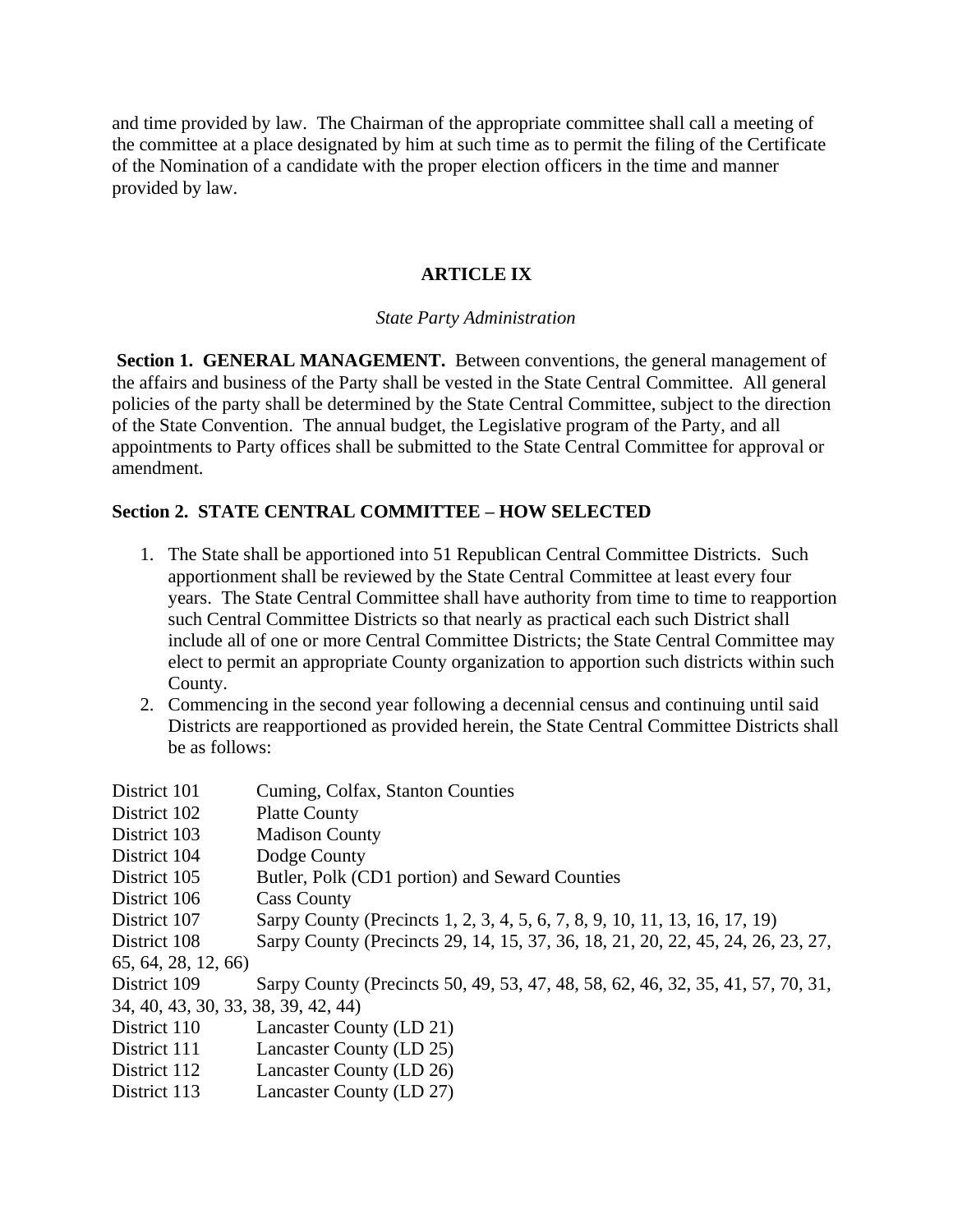and time provided by law. The Chairman of the appropriate committee shall call a meeting of the committee at a place designated by him at such time as to permit the filing of the Certificate of the Nomination of a candidate with the proper election officers in the time and manner provided by law.

## ARTICLE IX

*State Party Administration*

**Section 1. GENERAL MANAGEMENT.** Between conventions, the general management of the affairs and business of the Party shall be vested in the State Central Committee. All general policies of the party shall be determined by the State Central Committee, subject to the direction of the State Convention. The annual budget, the Legislative program of the Party, and all appointments to Party offices shall be submitted to the State Central Committee for approval or amendment.

**Section 2. STATE CENTRAL COMMITTEE – HOW SELECTED**

1. The State shall be apportioned into 51 Republican Central Committee Districts. Such apportionment shall be reviewed by the State Central Committee at least every four years. The State Central Committee shall have authority from time to time to reapportion such Central Committee Districts so that nearly as practical each such District shall include all of one or more Central Committee Districts; the State Central Committee may elect to permit an appropriate County organization to apportion such districts within such County.
2. Commencing in the second year following a decennial census and continuing until said Districts are reapportioned as provided herein, the State Central Committee Districts shall be as follows:

| | |
|---|---|
| District 101 | Cuming, Colfax, Stanton Counties |
| District 102 | Platte County |
| District 103 | Madison County |
| District 104 | Dodge County |
| District 105 | Butler, Polk (CD1 portion) and Seward Counties |
| District 106 | Cass County |
| District 107 | Sarpy County (Precincts 1, 2, 3, 4, 5, 6, 7, 8, 9, 10, 11, 13, 16, 17, 19) |
| District 108 | Sarpy County (Precincts 29, 14, 15, 37, 36, 18, 21, 20, 22, 45, 24, 26, 23, 27, 65, 64, 28, 12, 66) |
| District 109 | Sarpy County (Precincts 50, 49, 53, 47, 48, 58, 62, 46, 32, 35, 41, 57, 70, 31, 34, 40, 43, 30, 33, 38, 39, 42, 44) |
| District 110 | Lancaster County (LD 21) |
| District 111 | Lancaster County (LD 25) |
| District 112 | Lancaster County (LD 26) |
| District 113 | Lancaster County (LD 27) |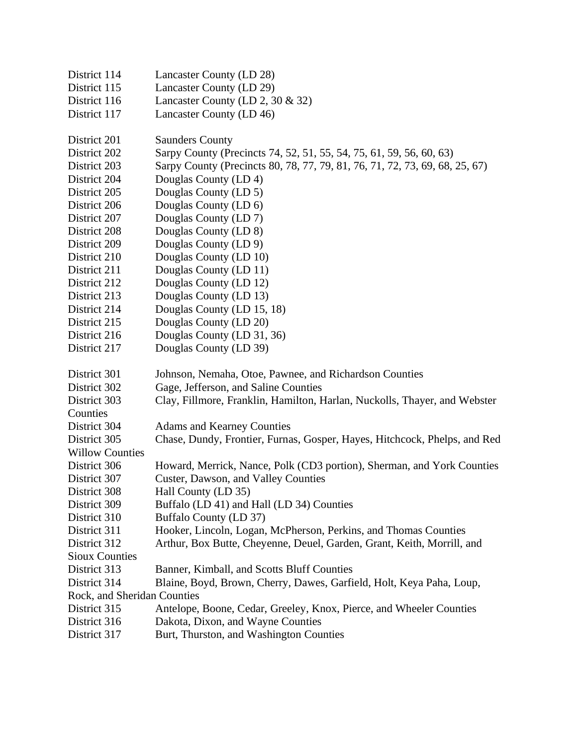| | |
|---|---|
| District 114 | Lancaster County (LD 28) |
| District 115 | Lancaster County (LD 29) |
| District 116 | Lancaster County (LD 2, 30 & 32) |
| District 117 | Lancaster County (LD 46) |
| | |
| District 201 | Saunders County |
| District 202 | Sarpy County (Precincts 74, 52, 51, 55, 54, 75, 61, 59, 56, 60, 63) |
| District 203 | Sarpy County (Precincts 80, 78, 77, 79, 81, 76, 71, 72, 73, 69, 68, 25, 67) |
| District 204 | Douglas County (LD 4) |
| District 205 | Douglas County (LD 5) |
| District 206 | Douglas County (LD 6) |
| District 207 | Douglas County (LD 7) |
| District 208 | Douglas County (LD 8) |
| District 209 | Douglas County (LD 9) |
| District 210 | Douglas County (LD 10) |
| District 211 | Douglas County (LD 11) |
| District 212 | Douglas County (LD 12) |
| District 213 | Douglas County (LD 13) |
| District 214 | Douglas County (LD 15, 18) |
| District 215 | Douglas County (LD 20) |
| District 216 | Douglas County (LD 31, 36) |
| District 217 | Douglas County (LD 39) |
| | |
| District 301 | Johnson, Nemaha, Otoe, Pawnee, and Richardson Counties |
| District 302 | Gage, Jefferson, and Saline Counties |
| District 303 | Clay, Fillmore, Franklin, Hamilton, Harlan, Nuckolls, Thayer, and Webster Counties |
| District 304 | Adams and Kearney Counties |
| District 305 | Chase, Dundy, Frontier, Furnas, Gosper, Hayes, Hitchcock, Phelps, and Red Willow Counties |
| District 306 | Howard, Merrick, Nance, Polk (CD3 portion), Sherman, and York Counties |
| District 307 | Custer, Dawson, and Valley Counties |
| District 308 | Hall County (LD 35) |
| District 309 | Buffalo (LD 41) and Hall (LD 34) Counties |
| District 310 | Buffalo County (LD 37) |
| District 311 | Hooker, Lincoln, Logan, McPherson, Perkins, and Thomas Counties |
| District 312 | Arthur, Box Butte, Cheyenne, Deuel, Garden, Grant, Keith, Morrill, and Sioux Counties |
| District 313 | Banner, Kimball, and Scotts Bluff Counties |
| District 314 | Blaine, Boyd, Brown, Cherry, Dawes, Garfield, Holt, Keya Paha, Loup, Rock, and Sheridan Counties |
| District 315 | Antelope, Boone, Cedar, Greeley, Knox, Pierce, and Wheeler Counties |
| District 316 | Dakota, Dixon, and Wayne Counties |
| District 317 | Burt, Thurston, and Washington Counties |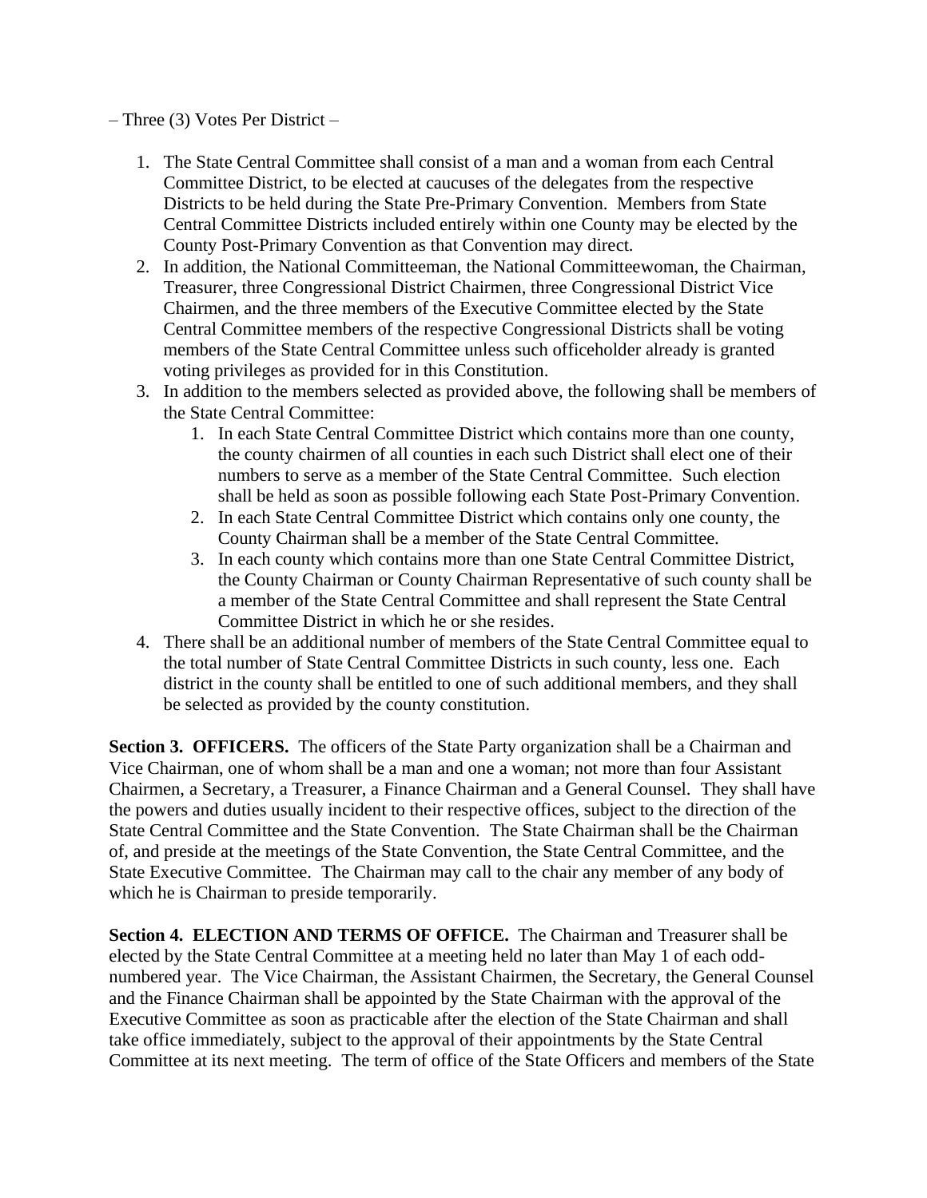– Three (3) Votes Per District –

1. The State Central Committee shall consist of a man and a woman from each Central Committee District, to be elected at caucuses of the delegates from the respective Districts to be held during the State Pre-Primary Convention. Members from State Central Committee Districts included entirely within one County may be elected by the County Post-Primary Convention as that Convention may direct.
2. In addition, the National Committeeman, the National Committeewoman, the Chairman, Treasurer, three Congressional District Chairmen, three Congressional District Vice Chairmen, and the three members of the Executive Committee elected by the State Central Committee members of the respective Congressional Districts shall be voting members of the State Central Committee unless such officeholder already is granted voting privileges as provided for in this Constitution.
3. In addition to the members selected as provided above, the following shall be members of the State Central Committee:
   1. In each State Central Committee District which contains more than one county, the county chairmen of all counties in each such District shall elect one of their numbers to serve as a member of the State Central Committee. Such election shall be held as soon as possible following each State Post-Primary Convention.
   2. In each State Central Committee District which contains only one county, the County Chairman shall be a member of the State Central Committee.
   3. In each county which contains more than one State Central Committee District, the County Chairman or County Chairman Representative of such county shall be a member of the State Central Committee and shall represent the State Central Committee District in which he or she resides.
4. There shall be an additional number of members of the State Central Committee equal to the total number of State Central Committee Districts in such county, less one. Each district in the county shall be entitled to one of such additional members, and they shall be selected as provided by the county constitution.

**Section 3. OFFICERS.** The officers of the State Party organization shall be a Chairman and Vice Chairman, one of whom shall be a man and one a woman; not more than four Assistant Chairmen, a Secretary, a Treasurer, a Finance Chairman and a General Counsel. They shall have the powers and duties usually incident to their respective offices, subject to the direction of the State Central Committee and the State Convention. The State Chairman shall be the Chairman of, and preside at the meetings of the State Convention, the State Central Committee, and the State Executive Committee. The Chairman may call to the chair any member of any body of which he is Chairman to preside temporarily.

**Section 4. ELECTION AND TERMS OF OFFICE.** The Chairman and Treasurer shall be elected by the State Central Committee at a meeting held no later than May 1 of each odd-numbered year. The Vice Chairman, the Assistant Chairmen, the Secretary, the General Counsel and the Finance Chairman shall be appointed by the State Chairman with the approval of the Executive Committee as soon as practicable after the election of the State Chairman and shall take office immediately, subject to the approval of their appointments by the State Central Committee at its next meeting. The term of office of the State Officers and members of the State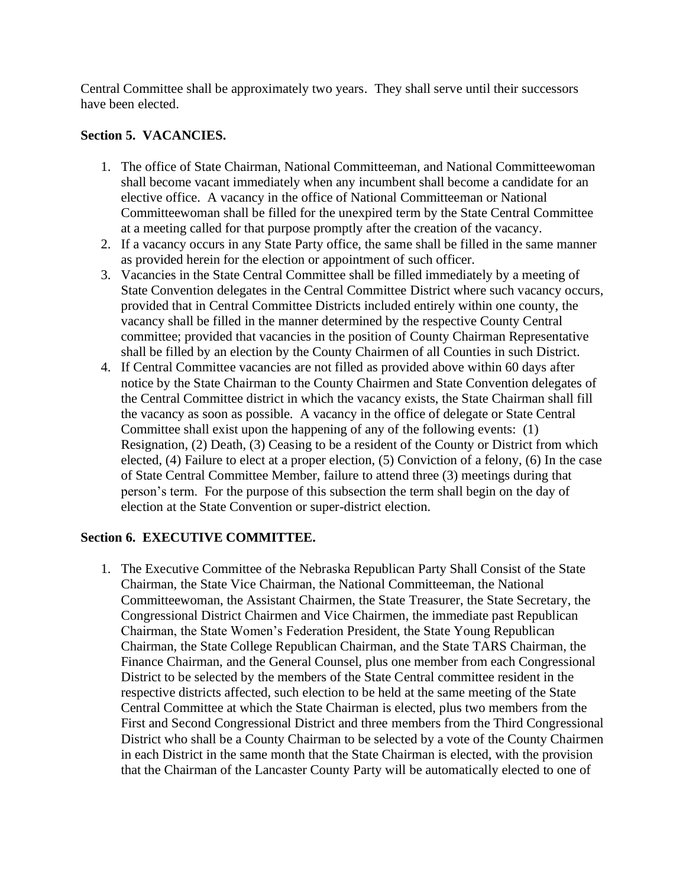Central Committee shall be approximately two years. They shall serve until their successors have been elected.

**Section 5. VACANCIES.**

1. The office of State Chairman, National Committeeman, and National Committeewoman shall become vacant immediately when any incumbent shall become a candidate for an elective office. A vacancy in the office of National Committeeman or National Committeewoman shall be filled for the unexpired term by the State Central Committee at a meeting called for that purpose promptly after the creation of the vacancy.
2. If a vacancy occurs in any State Party office, the same shall be filled in the same manner as provided herein for the election or appointment of such officer.
3. Vacancies in the State Central Committee shall be filled immediately by a meeting of State Convention delegates in the Central Committee District where such vacancy occurs, provided that in Central Committee Districts included entirely within one county, the vacancy shall be filled in the manner determined by the respective County Central committee; provided that vacancies in the position of County Chairman Representative shall be filled by an election by the County Chairmen of all Counties in such District.
4. If Central Committee vacancies are not filled as provided above within 60 days after notice by the State Chairman to the County Chairmen and State Convention delegates of the Central Committee district in which the vacancy exists, the State Chairman shall fill the vacancy as soon as possible. A vacancy in the office of delegate or State Central Committee shall exist upon the happening of any of the following events: (1) Resignation, (2) Death, (3) Ceasing to be a resident of the County or District from which elected, (4) Failure to elect at a proper election, (5) Conviction of a felony, (6) In the case of State Central Committee Member, failure to attend three (3) meetings during that person's term. For the purpose of this subsection the term shall begin on the day of election at the State Convention or super-district election.

**Section 6. EXECUTIVE COMMITTEE.**

1. The Executive Committee of the Nebraska Republican Party Shall Consist of the State Chairman, the State Vice Chairman, the National Committeeman, the National Committeewoman, the Assistant Chairmen, the State Treasurer, the State Secretary, the Congressional District Chairmen and Vice Chairmen, the immediate past Republican Chairman, the State Women's Federation President, the State Young Republican Chairman, the State College Republican Chairman, and the State TARS Chairman, the Finance Chairman, and the General Counsel, plus one member from each Congressional District to be selected by the members of the State Central committee resident in the respective districts affected, such election to be held at the same meeting of the State Central Committee at which the State Chairman is elected, plus two members from the First and Second Congressional District and three members from the Third Congressional District who shall be a County Chairman to be selected by a vote of the County Chairmen in each District in the same month that the State Chairman is elected, with the provision that the Chairman of the Lancaster County Party will be automatically elected to one of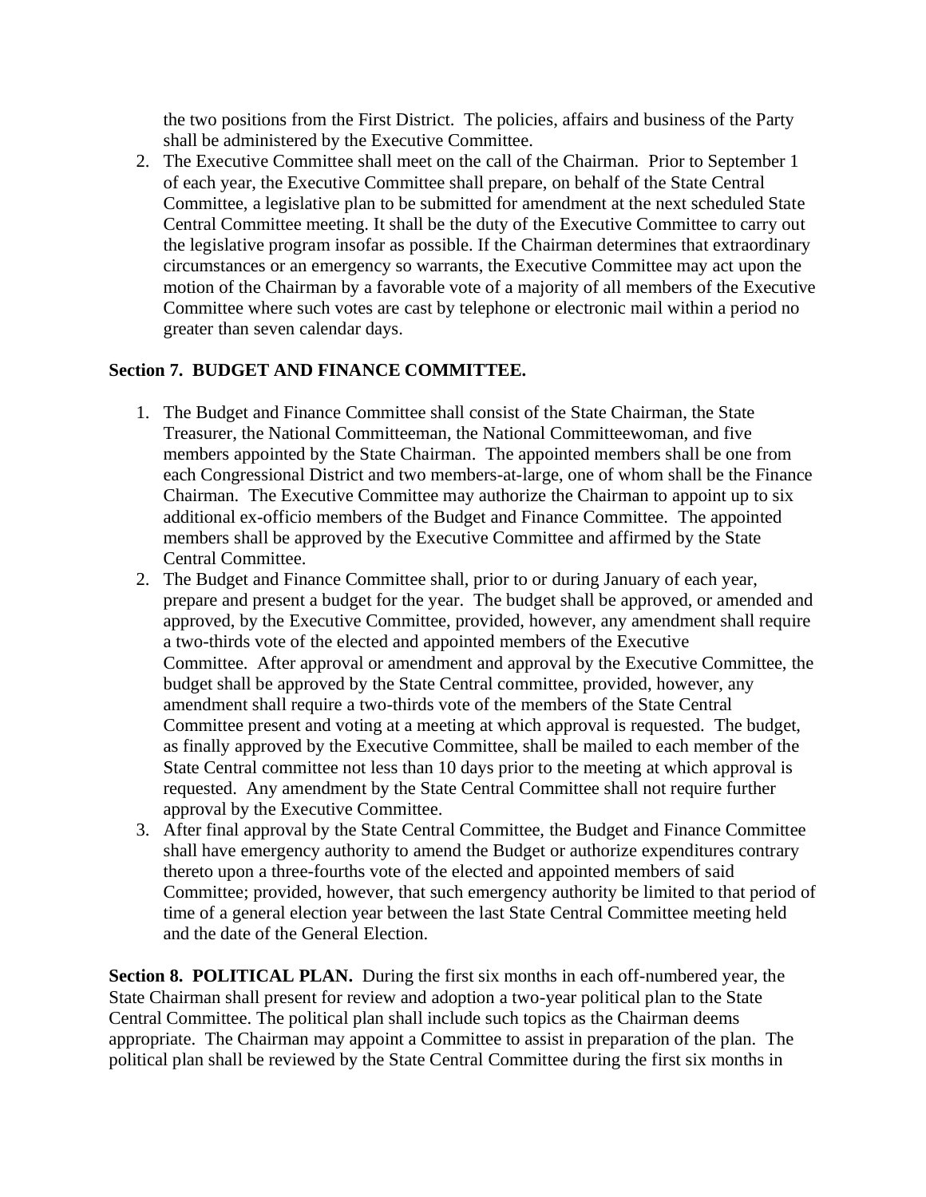the two positions from the First District. The policies, affairs and business of the Party shall be administered by the Executive Committee.

2. The Executive Committee shall meet on the call of the Chairman. Prior to September 1 of each year, the Executive Committee shall prepare, on behalf of the State Central Committee, a legislative plan to be submitted for amendment at the next scheduled State Central Committee meeting. It shall be the duty of the Executive Committee to carry out the legislative program insofar as possible. If the Chairman determines that extraordinary circumstances or an emergency so warrants, the Executive Committee may act upon the motion of the Chairman by a favorable vote of a majority of all members of the Executive Committee where such votes are cast by telephone or electronic mail within a period no greater than seven calendar days.

**Section 7. BUDGET AND FINANCE COMMITTEE.**

1. The Budget and Finance Committee shall consist of the State Chairman, the State Treasurer, the National Committeeman, the National Committeewoman, and five members appointed by the State Chairman. The appointed members shall be one from each Congressional District and two members-at-large, one of whom shall be the Finance Chairman. The Executive Committee may authorize the Chairman to appoint up to six additional ex-officio members of the Budget and Finance Committee. The appointed members shall be approved by the Executive Committee and affirmed by the State Central Committee.
2. The Budget and Finance Committee shall, prior to or during January of each year, prepare and present a budget for the year. The budget shall be approved, or amended and approved, by the Executive Committee, provided, however, any amendment shall require a two-thirds vote of the elected and appointed members of the Executive Committee. After approval or amendment and approval by the Executive Committee, the budget shall be approved by the State Central committee, provided, however, any amendment shall require a two-thirds vote of the members of the State Central Committee present and voting at a meeting at which approval is requested. The budget, as finally approved by the Executive Committee, shall be mailed to each member of the State Central committee not less than 10 days prior to the meeting at which approval is requested. Any amendment by the State Central Committee shall not require further approval by the Executive Committee.
3. After final approval by the State Central Committee, the Budget and Finance Committee shall have emergency authority to amend the Budget or authorize expenditures contrary thereto upon a three-fourths vote of the elected and appointed members of said Committee; provided, however, that such emergency authority be limited to that period of time of a general election year between the last State Central Committee meeting held and the date of the General Election.

**Section 8. POLITICAL PLAN.** During the first six months in each off-numbered year, the State Chairman shall present for review and adoption a two-year political plan to the State Central Committee. The political plan shall include such topics as the Chairman deems appropriate. The Chairman may appoint a Committee to assist in preparation of the plan. The political plan shall be reviewed by the State Central Committee during the first six months in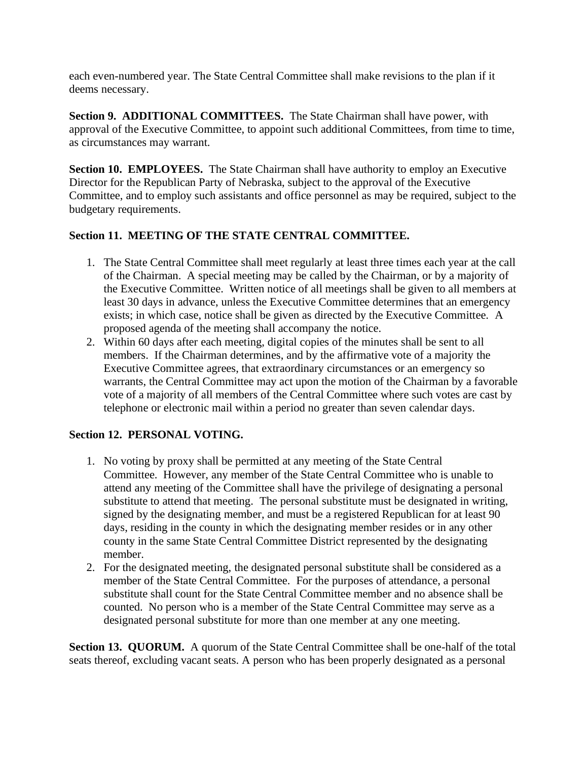each even-numbered year. The State Central Committee shall make revisions to the plan if it deems necessary.

**Section 9. ADDITIONAL COMMITTEES.** The State Chairman shall have power, with approval of the Executive Committee, to appoint such additional Committees, from time to time, as circumstances may warrant.

**Section 10. EMPLOYEES.** The State Chairman shall have authority to employ an Executive Director for the Republican Party of Nebraska, subject to the approval of the Executive Committee, and to employ such assistants and office personnel as may be required, subject to the budgetary requirements.

**Section 11. MEETING OF THE STATE CENTRAL COMMITTEE.**

1. The State Central Committee shall meet regularly at least three times each year at the call of the Chairman. A special meeting may be called by the Chairman, or by a majority of the Executive Committee. Written notice of all meetings shall be given to all members at least 30 days in advance, unless the Executive Committee determines that an emergency exists; in which case, notice shall be given as directed by the Executive Committee. A proposed agenda of the meeting shall accompany the notice.
2. Within 60 days after each meeting, digital copies of the minutes shall be sent to all members. If the Chairman determines, and by the affirmative vote of a majority the Executive Committee agrees, that extraordinary circumstances or an emergency so warrants, the Central Committee may act upon the motion of the Chairman by a favorable vote of a majority of all members of the Central Committee where such votes are cast by telephone or electronic mail within a period no greater than seven calendar days.

**Section 12. PERSONAL VOTING.**

1. No voting by proxy shall be permitted at any meeting of the State Central Committee. However, any member of the State Central Committee who is unable to attend any meeting of the Committee shall have the privilege of designating a personal substitute to attend that meeting. The personal substitute must be designated in writing, signed by the designating member, and must be a registered Republican for at least 90 days, residing in the county in which the designating member resides or in any other county in the same State Central Committee District represented by the designating member.
2. For the designated meeting, the designated personal substitute shall be considered as a member of the State Central Committee. For the purposes of attendance, a personal substitute shall count for the State Central Committee member and no absence shall be counted. No person who is a member of the State Central Committee may serve as a designated personal substitute for more than one member at any one meeting.

**Section 13. QUORUM.** A quorum of the State Central Committee shall be one-half of the total seats thereof, excluding vacant seats. A person who has been properly designated as a personal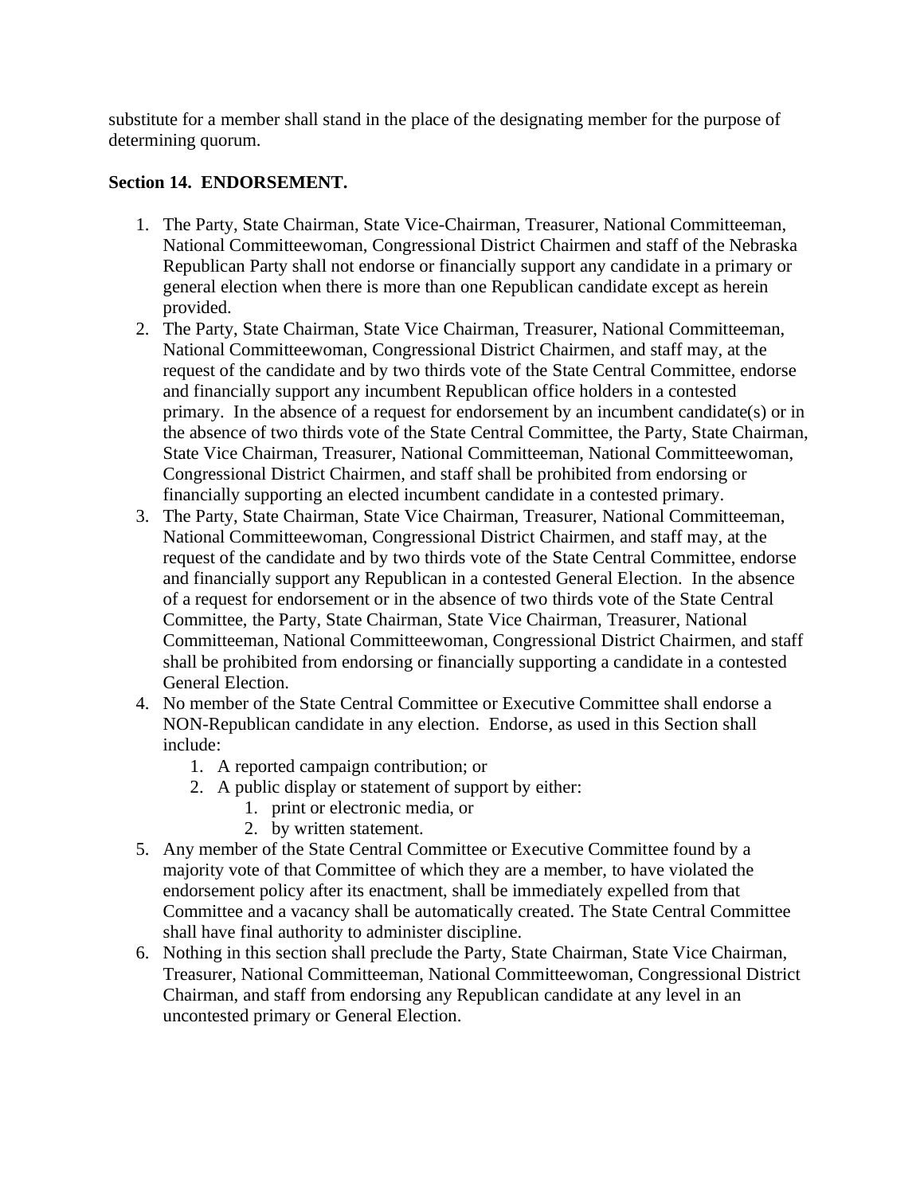substitute for a member shall stand in the place of the designating member for the purpose of determining quorum.

**Section 14. ENDORSEMENT.**

1. The Party, State Chairman, State Vice-Chairman, Treasurer, National Committeeman, National Committeewoman, Congressional District Chairmen and staff of the Nebraska Republican Party shall not endorse or financially support any candidate in a primary or general election when there is more than one Republican candidate except as herein provided.
2. The Party, State Chairman, State Vice Chairman, Treasurer, National Committeeman, National Committeewoman, Congressional District Chairmen, and staff may, at the request of the candidate and by two thirds vote of the State Central Committee, endorse and financially support any incumbent Republican office holders in a contested primary. In the absence of a request for endorsement by an incumbent candidate(s) or in the absence of two thirds vote of the State Central Committee, the Party, State Chairman, State Vice Chairman, Treasurer, National Committeeman, National Committeewoman, Congressional District Chairmen, and staff shall be prohibited from endorsing or financially supporting an elected incumbent candidate in a contested primary.
3. The Party, State Chairman, State Vice Chairman, Treasurer, National Committeeman, National Committeewoman, Congressional District Chairmen, and staff may, at the request of the candidate and by two thirds vote of the State Central Committee, endorse and financially support any Republican in a contested General Election. In the absence of a request for endorsement or in the absence of two thirds vote of the State Central Committee, the Party, State Chairman, State Vice Chairman, Treasurer, National Committeeman, National Committeewoman, Congressional District Chairmen, and staff shall be prohibited from endorsing or financially supporting a candidate in a contested General Election.
4. No member of the State Central Committee or Executive Committee shall endorse a NON-Republican candidate in any election. Endorse, as used in this Section shall include:
    1. A reported campaign contribution; or
    2. A public display or statement of support by either:
        1. print or electronic media, or
        2. by written statement.
5. Any member of the State Central Committee or Executive Committee found by a majority vote of that Committee of which they are a member, to have violated the endorsement policy after its enactment, shall be immediately expelled from that Committee and a vacancy shall be automatically created. The State Central Committee shall have final authority to administer discipline.
6. Nothing in this section shall preclude the Party, State Chairman, State Vice Chairman, Treasurer, National Committeeman, National Committeewoman, Congressional District Chairman, and staff from endorsing any Republican candidate at any level in an uncontested primary or General Election.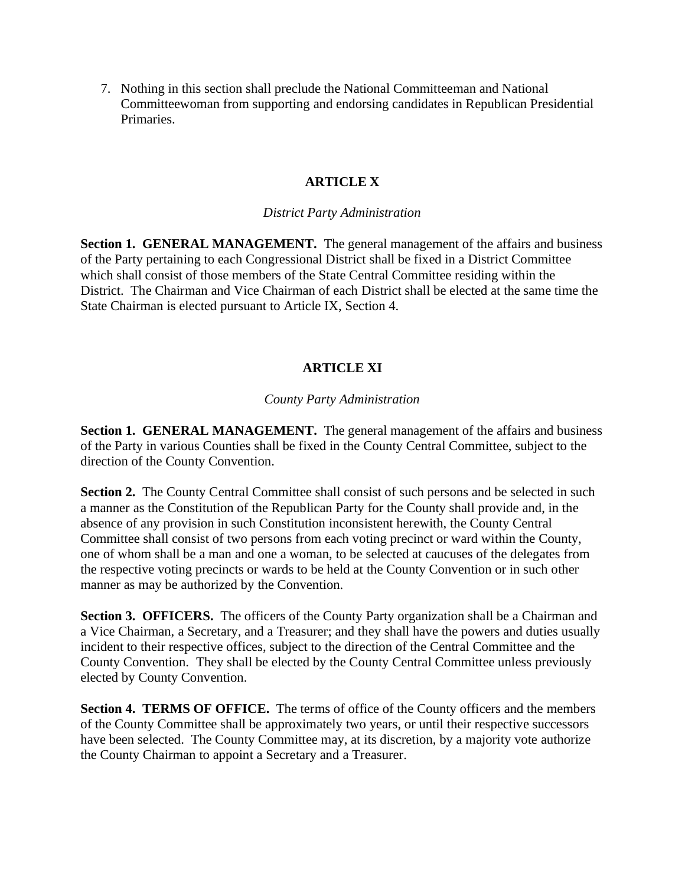7. Nothing in this section shall preclude the National Committeeman and National Committeewoman from supporting and endorsing candidates in Republican Presidential Primaries.

## ARTICLE X

*District Party Administration*

**Section 1. GENERAL MANAGEMENT.** The general management of the affairs and business of the Party pertaining to each Congressional District shall be fixed in a District Committee which shall consist of those members of the State Central Committee residing within the District. The Chairman and Vice Chairman of each District shall be elected at the same time the State Chairman is elected pursuant to Article IX, Section 4.

## ARTICLE XI

*County Party Administration*

**Section 1. GENERAL MANAGEMENT.** The general management of the affairs and business of the Party in various Counties shall be fixed in the County Central Committee, subject to the direction of the County Convention.

**Section 2.** The County Central Committee shall consist of such persons and be selected in such a manner as the Constitution of the Republican Party for the County shall provide and, in the absence of any provision in such Constitution inconsistent herewith, the County Central Committee shall consist of two persons from each voting precinct or ward within the County, one of whom shall be a man and one a woman, to be selected at caucuses of the delegates from the respective voting precincts or wards to be held at the County Convention or in such other manner as may be authorized by the Convention.

**Section 3. OFFICERS.** The officers of the County Party organization shall be a Chairman and a Vice Chairman, a Secretary, and a Treasurer; and they shall have the powers and duties usually incident to their respective offices, subject to the direction of the Central Committee and the County Convention. They shall be elected by the County Central Committee unless previously elected by County Convention.

**Section 4. TERMS OF OFFICE.** The terms of office of the County officers and the members of the County Committee shall be approximately two years, or until their respective successors have been selected. The County Committee may, at its discretion, by a majority vote authorize the County Chairman to appoint a Secretary and a Treasurer.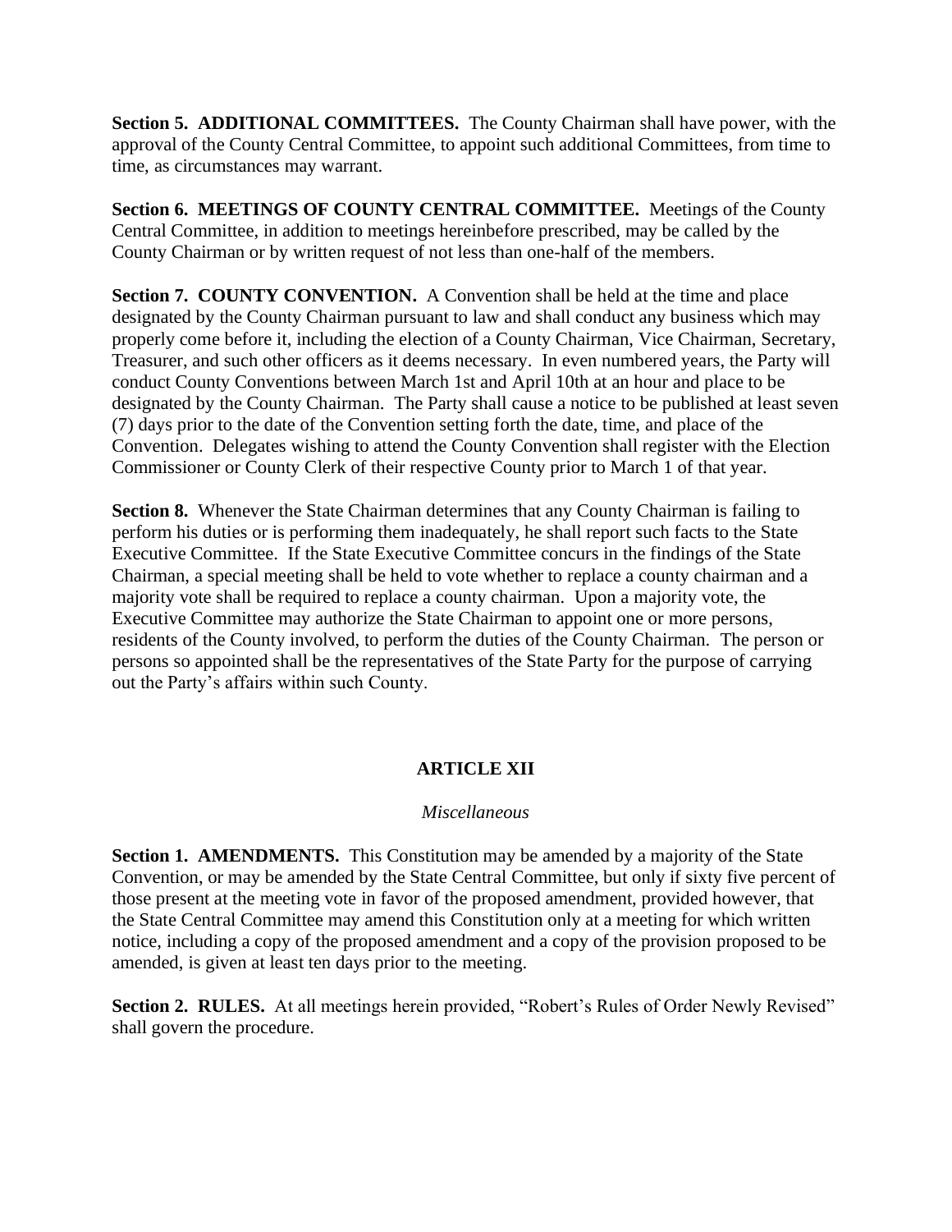**Section 5. ADDITIONAL COMMITTEES.** The County Chairman shall have power, with the approval of the County Central Committee, to appoint such additional Committees, from time to time, as circumstances may warrant.

**Section 6. MEETINGS OF COUNTY CENTRAL COMMITTEE.** Meetings of the County Central Committee, in addition to meetings hereinbefore prescribed, may be called by the County Chairman or by written request of not less than one-half of the members.

**Section 7. COUNTY CONVENTION.** A Convention shall be held at the time and place designated by the County Chairman pursuant to law and shall conduct any business which may properly come before it, including the election of a County Chairman, Vice Chairman, Secretary, Treasurer, and such other officers as it deems necessary. In even numbered years, the Party will conduct County Conventions between March 1st and April 10th at an hour and place to be designated by the County Chairman. The Party shall cause a notice to be published at least seven (7) days prior to the date of the Convention setting forth the date, time, and place of the Convention. Delegates wishing to attend the County Convention shall register with the Election Commissioner or County Clerk of their respective County prior to March 1 of that year.

**Section 8.** Whenever the State Chairman determines that any County Chairman is failing to perform his duties or is performing them inadequately, he shall report such facts to the State Executive Committee. If the State Executive Committee concurs in the findings of the State Chairman, a special meeting shall be held to vote whether to replace a county chairman and a majority vote shall be required to replace a county chairman. Upon a majority vote, the Executive Committee may authorize the State Chairman to appoint one or more persons, residents of the County involved, to perform the duties of the County Chairman. The person or persons so appointed shall be the representatives of the State Party for the purpose of carrying out the Party's affairs within such County.

## ARTICLE XII

*Miscellaneous*

**Section 1. AMENDMENTS.** This Constitution may be amended by a majority of the State Convention, or may be amended by the State Central Committee, but only if sixty five percent of those present at the meeting vote in favor of the proposed amendment, provided however, that the State Central Committee may amend this Constitution only at a meeting for which written notice, including a copy of the proposed amendment and a copy of the provision proposed to be amended, is given at least ten days prior to the meeting.

**Section 2. RULES.** At all meetings herein provided, "Robert's Rules of Order Newly Revised" shall govern the procedure.